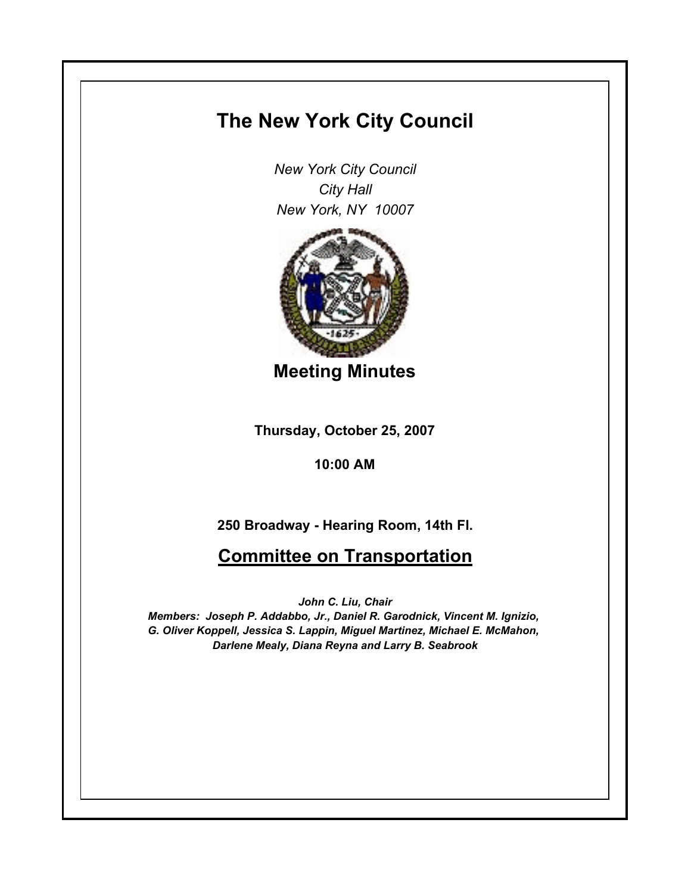# The New York City Council

*New York City Council*
*City Hall*
*New York, NY 10007*

## Meeting Minutes

**Thursday, October 25, 2007**

**10:00 AM**

**250 Broadway - Hearing Room, 14th Fl.**

## Committee on Transportation

***John C. Liu, Chair***
***Members: Joseph P. Addabbo, Jr., Daniel R. Garodnick, Vincent M. Ignizio, G. Oliver Koppell, Jessica S. Lappin, Miguel Martinez, Michael E. McMahon, Darlene Mealy, Diana Reyna and Larry B. Seabrook***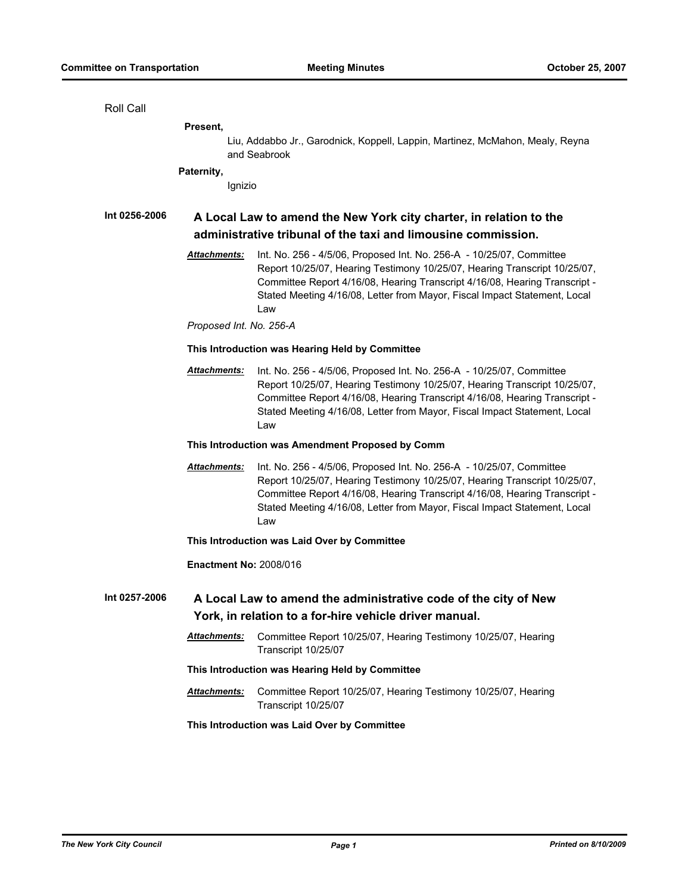Roll Call

**Present,**

Liu, Addabbo Jr., Garodnick, Koppell, Lappin, Martinez, McMahon, Mealy, Reyna and Seabrook

**Paternity,**

Ignizio

**Int 0256-2006** **A Local Law to amend the New York city charter, in relation to the administrative tribunal of the taxi and limousine commission.**

***Attachments:*** Int. No. 256 - 4/5/06, Proposed Int. No. 256-A - 10/25/07, Committee Report 10/25/07, Hearing Testimony 10/25/07, Hearing Transcript 10/25/07, Committee Report 4/16/08, Hearing Transcript 4/16/08, Hearing Transcript - Stated Meeting 4/16/08, Letter from Mayor, Fiscal Impact Statement, Local Law

*Proposed Int. No. 256-A*

**This Introduction was Hearing Held by Committee**

***Attachments:*** Int. No. 256 - 4/5/06, Proposed Int. No. 256-A - 10/25/07, Committee Report 10/25/07, Hearing Testimony 10/25/07, Hearing Transcript 10/25/07, Committee Report 4/16/08, Hearing Transcript 4/16/08, Hearing Transcript - Stated Meeting 4/16/08, Letter from Mayor, Fiscal Impact Statement, Local Law

**This Introduction was Amendment Proposed by Comm**

***Attachments:*** Int. No. 256 - 4/5/06, Proposed Int. No. 256-A - 10/25/07, Committee Report 10/25/07, Hearing Testimony 10/25/07, Hearing Transcript 10/25/07, Committee Report 4/16/08, Hearing Transcript 4/16/08, Hearing Transcript - Stated Meeting 4/16/08, Letter from Mayor, Fiscal Impact Statement, Local Law

**This Introduction was Laid Over by Committee**

**Enactment No:** 2008/016

**Int 0257-2006** **A Local Law to amend the administrative code of the city of New York, in relation to a for-hire vehicle driver manual.**

***Attachments:*** Committee Report 10/25/07, Hearing Testimony 10/25/07, Hearing Transcript 10/25/07

**This Introduction was Hearing Held by Committee**

***Attachments:*** Committee Report 10/25/07, Hearing Testimony 10/25/07, Hearing Transcript 10/25/07

**This Introduction was Laid Over by Committee**